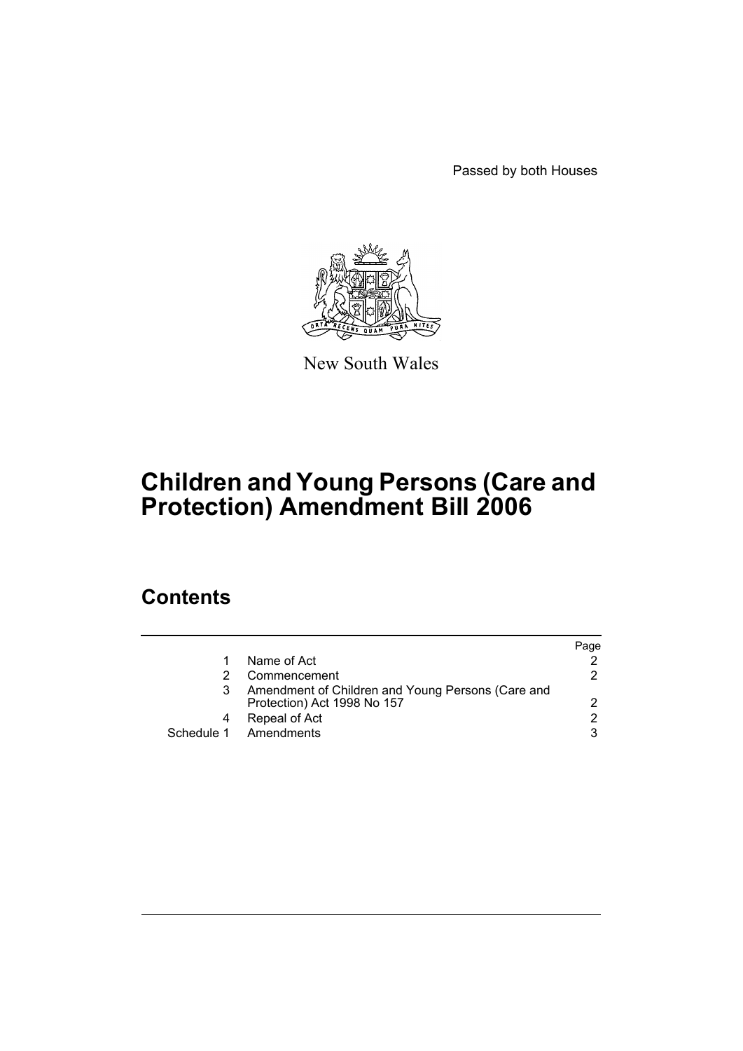Passed by both Houses

New South Wales

# Children and Young Persons (Care and Protection) Amendment Bill 2006

## Contents

| | | Page |
|---|---|---|
| 1 | Name of Act | 2 |
| 2 | Commencement | 2 |
| 3 | Amendment of Children and Young Persons (Care and Protection) Act 1998 No 157 | 2 |
| 4 | Repeal of Act | 2 |
| Schedule 1 | Amendments | 3 |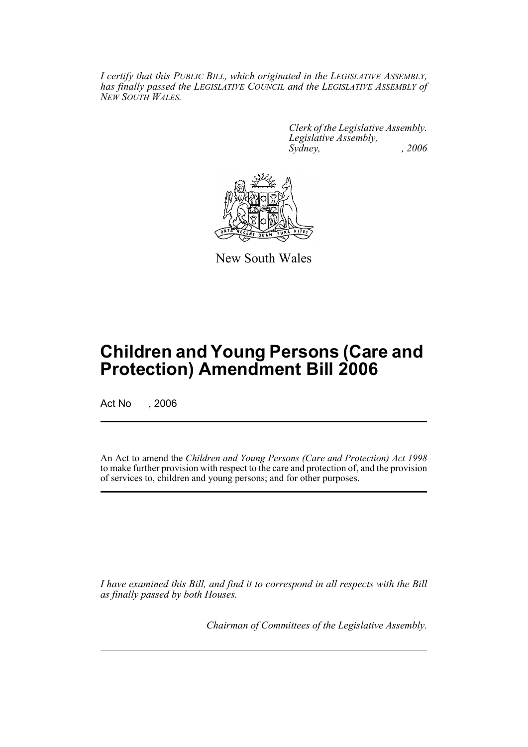*I certify that this PUBLIC BILL, which originated in the LEGISLATIVE ASSEMBLY, has finally passed the LEGISLATIVE COUNCIL and the LEGISLATIVE ASSEMBLY of NEW SOUTH WALES.*

*Clerk of the Legislative Assembly.*
*Legislative Assembly,*
*Sydney, , 2006*

New South Wales

# Children and Young Persons (Care and Protection) Amendment Bill 2006

Act No , 2006

An Act to amend the *Children and Young Persons (Care and Protection) Act 1998* to make further provision with respect to the care and protection of, and the provision of services to, children and young persons; and for other purposes.

*I have examined this Bill, and find it to correspond in all respects with the Bill as finally passed by both Houses.*

*Chairman of Committees of the Legislative Assembly.*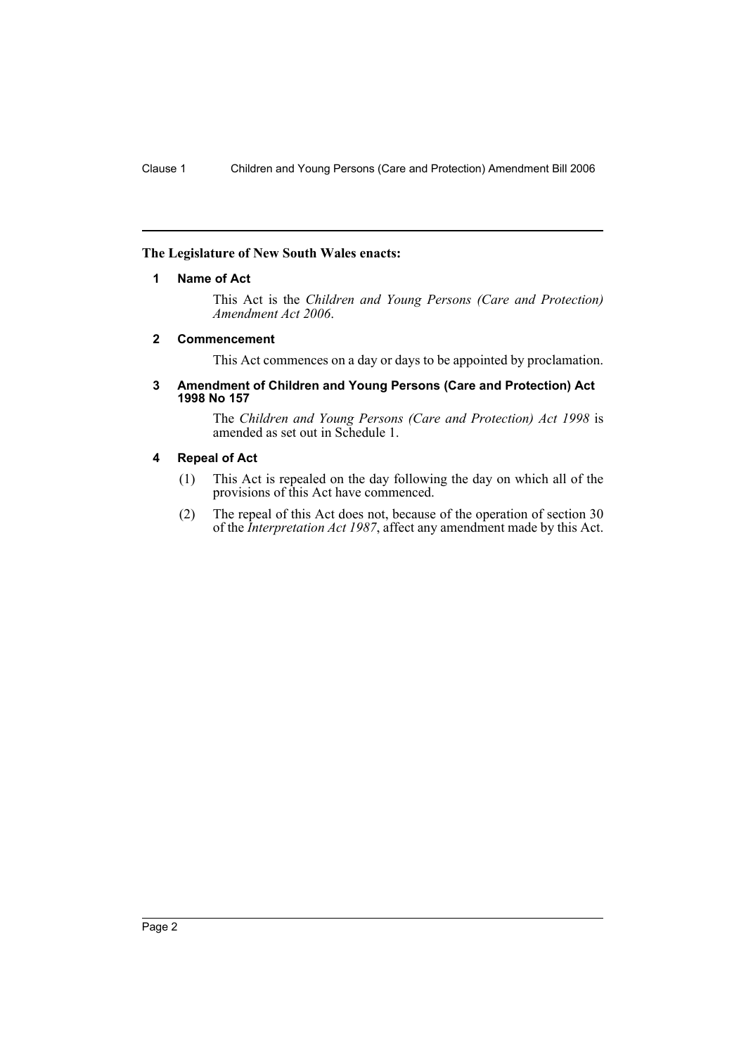**The Legislature of New South Wales enacts:**

### 1 Name of Act

This Act is the *Children and Young Persons (Care and Protection) Amendment Act 2006*.

### 2 Commencement

This Act commences on a day or days to be appointed by proclamation.

### 3 Amendment of Children and Young Persons (Care and Protection) Act 1998 No 157

The *Children and Young Persons (Care and Protection) Act 1998* is amended as set out in Schedule 1.

### 4 Repeal of Act

(1) This Act is repealed on the day following the day on which all of the provisions of this Act have commenced.

(2) The repeal of this Act does not, because of the operation of section 30 of the *Interpretation Act 1987*, affect any amendment made by this Act.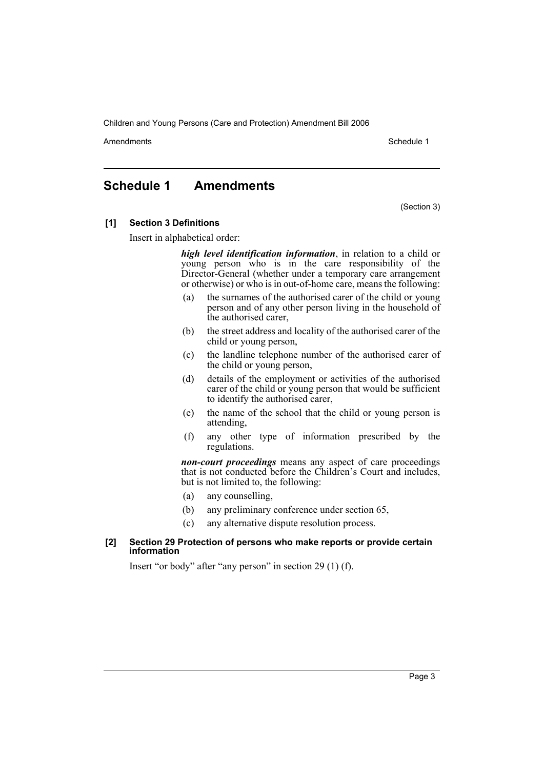# Schedule 1 Amendments

(Section 3)

**[1] Section 3 Definitions**

Insert in alphabetical order:

> ***high level identification information***, in relation to a child or young person who is in the care responsibility of the Director-General (whether under a temporary care arrangement or otherwise) or who is in out-of-home care, means the following:
>
> (a) the surnames of the authorised carer of the child or young person and of any other person living in the household of the authorised carer,
>
> (b) the street address and locality of the authorised carer of the child or young person,
>
> (c) the landline telephone number of the authorised carer of the child or young person,
>
> (d) details of the employment or activities of the authorised carer of the child or young person that would be sufficient to identify the authorised carer,
>
> (e) the name of the school that the child or young person is attending,
>
> (f) any other type of information prescribed by the regulations.
>
> ***non-court proceedings*** means any aspect of care proceedings that is not conducted before the Children's Court and includes, but is not limited to, the following:
>
> (a) any counselling,
>
> (b) any preliminary conference under section 65,
>
> (c) any alternative dispute resolution process.

**[2] Section 29 Protection of persons who make reports or provide certain information**

Insert "or body" after "any person" in section 29 (1) (f).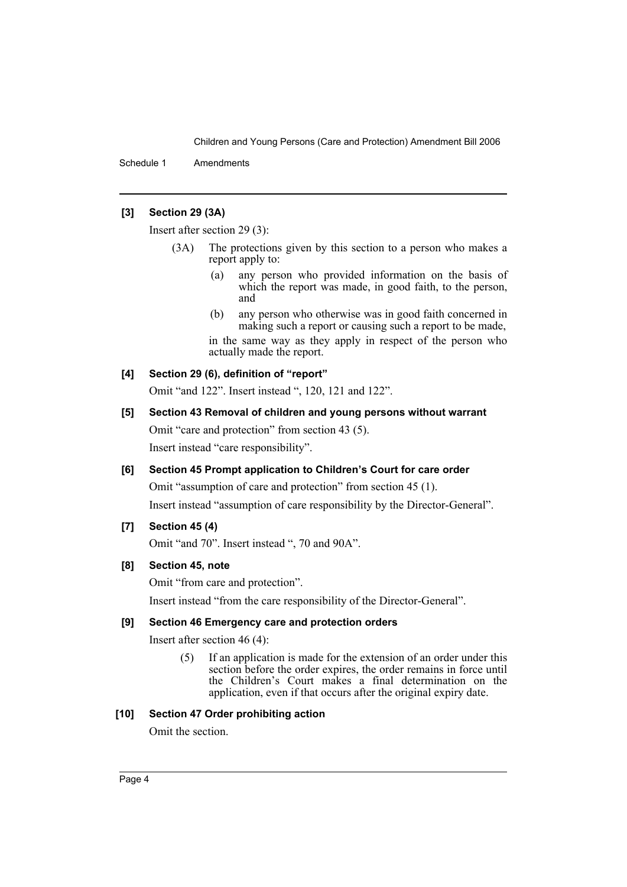**[3] Section 29 (3A)**

Insert after section 29 (3):

(3A) The protections given by this section to a person who makes a report apply to:

(a) any person who provided information on the basis of which the report was made, in good faith, to the person, and

(b) any person who otherwise was in good faith concerned in making such a report or causing such a report to be made,

in the same way as they apply in respect of the person who actually made the report.

**[4] Section 29 (6), definition of "report"**

Omit "and 122". Insert instead ", 120, 121 and 122".

**[5] Section 43 Removal of children and young persons without warrant**

Omit "care and protection" from section 43 (5).

Insert instead "care responsibility".

**[6] Section 45 Prompt application to Children's Court for care order**

Omit "assumption of care and protection" from section 45 (1).

Insert instead "assumption of care responsibility by the Director-General".

**[7] Section 45 (4)**

Omit "and 70". Insert instead ", 70 and 90A".

**[8] Section 45, note**

Omit "from care and protection".

Insert instead "from the care responsibility of the Director-General".

**[9] Section 46 Emergency care and protection orders**

Insert after section 46 (4):

(5) If an application is made for the extension of an order under this section before the order expires, the order remains in force until the Children's Court makes a final determination on the application, even if that occurs after the original expiry date.

**[10] Section 47 Order prohibiting action**

Omit the section.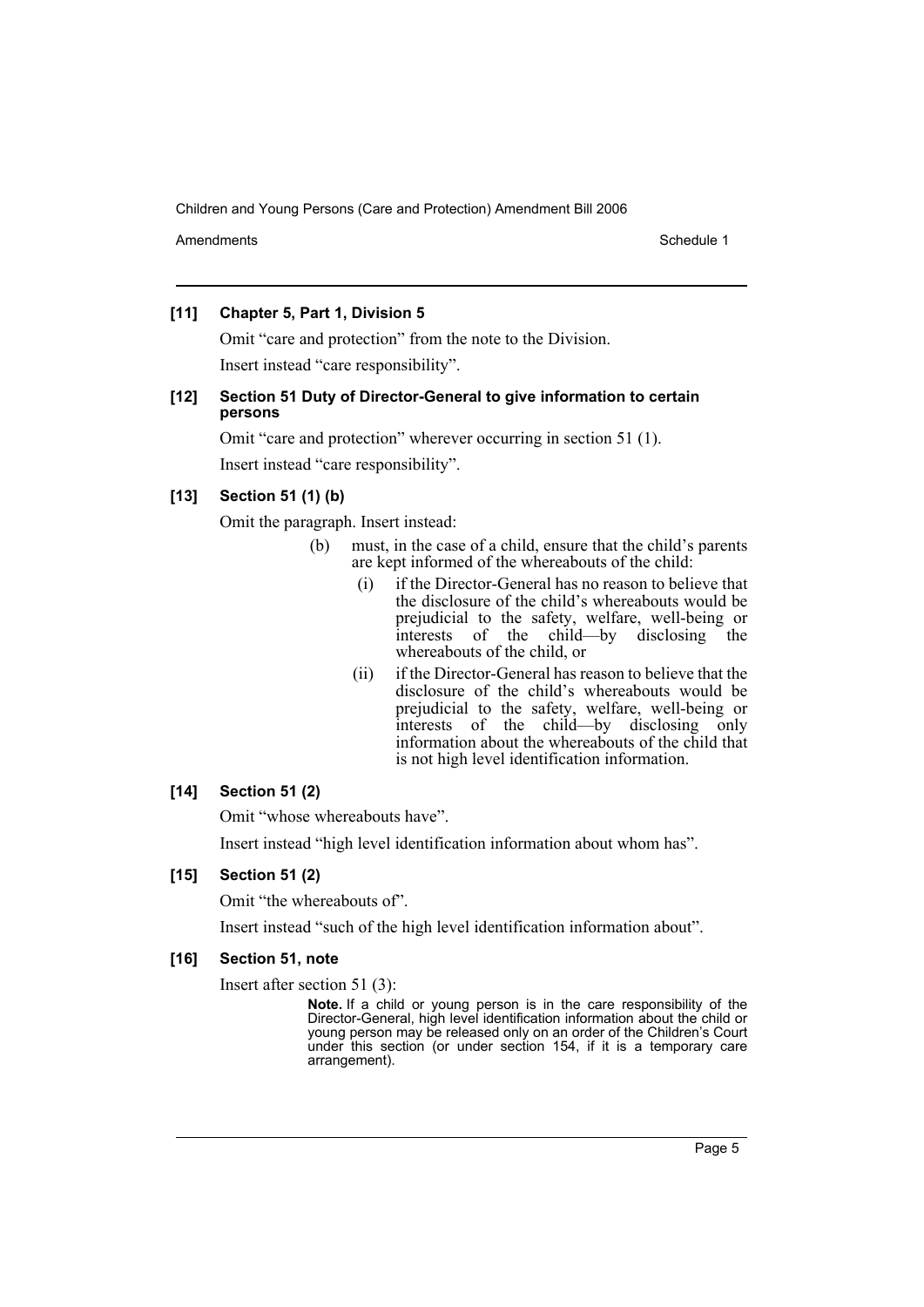### [11] Chapter 5, Part 1, Division 5

Omit "care and protection" from the note to the Division.

Insert instead "care responsibility".

### [12] Section 51 Duty of Director-General to give information to certain persons

Omit "care and protection" wherever occurring in section 51 (1).

Insert instead "care responsibility".

### [13] Section 51 (1) (b)

Omit the paragraph. Insert instead:

(b) must, in the case of a child, ensure that the child's parents are kept informed of the whereabouts of the child:

(i) if the Director-General has no reason to believe that the disclosure of the child's whereabouts would be prejudicial to the safety, welfare, well-being or interests of the child—by disclosing the whereabouts of the child, or

(ii) if the Director-General has reason to believe that the disclosure of the child's whereabouts would be prejudicial to the safety, welfare, well-being or interests of the child—by disclosing only information about the whereabouts of the child that is not high level identification information.

### [14] Section 51 (2)

Omit "whose whereabouts have".

Insert instead "high level identification information about whom has".

### [15] Section 51 (2)

Omit "the whereabouts of".

Insert instead "such of the high level identification information about".

### [16] Section 51, note

Insert after section 51 (3):

**Note.** If a child or young person is in the care responsibility of the Director-General, high level identification information about the child or young person may be released only on an order of the Children's Court under this section (or under section 154, if it is a temporary care arrangement).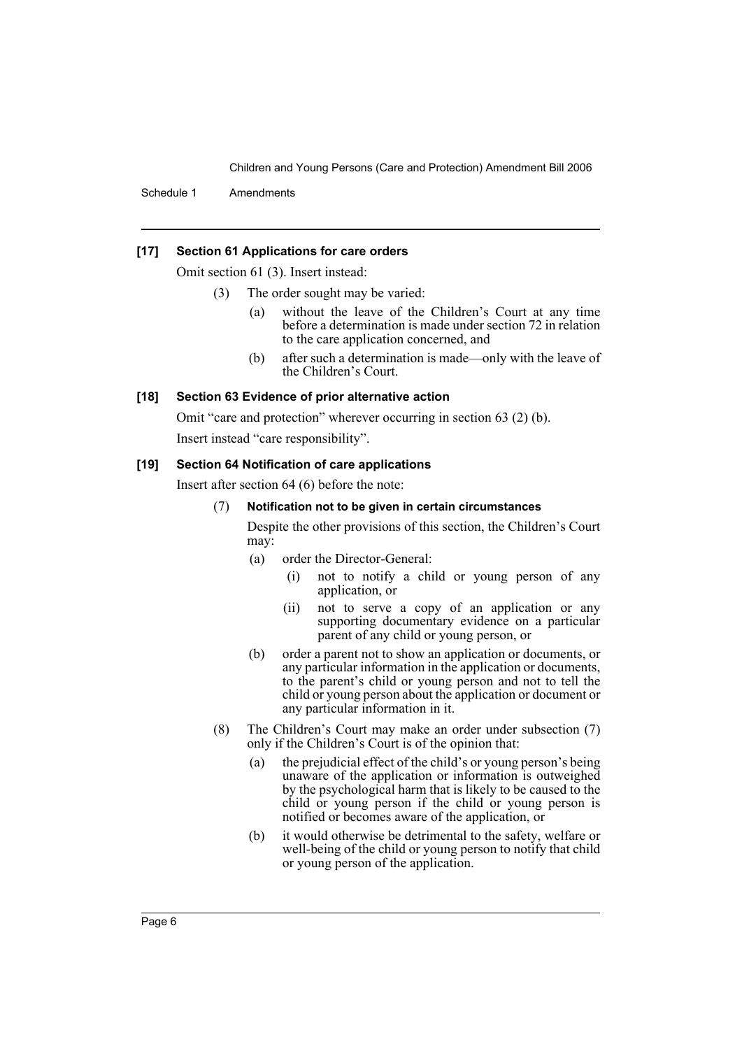### [17] Section 61 Applications for care orders

Omit section 61 (3). Insert instead:

(3) The order sought may be varied:

(a) without the leave of the Children's Court at any time before a determination is made under section 72 in relation to the care application concerned, and

(b) after such a determination is made—only with the leave of the Children's Court.

### [18] Section 63 Evidence of prior alternative action

Omit "care and protection" wherever occurring in section 63 (2) (b).

Insert instead "care responsibility".

### [19] Section 64 Notification of care applications

Insert after section 64 (6) before the note:

(7) **Notification not to be given in certain circumstances**

Despite the other provisions of this section, the Children's Court may:

(a) order the Director-General:

(i) not to notify a child or young person of any application, or

(ii) not to serve a copy of an application or any supporting documentary evidence on a particular parent of any child or young person, or

(b) order a parent not to show an application or documents, or any particular information in the application or documents, to the parent's child or young person and not to tell the child or young person about the application or document or any particular information in it.

(8) The Children's Court may make an order under subsection (7) only if the Children's Court is of the opinion that:

(a) the prejudicial effect of the child's or young person's being unaware of the application or information is outweighed by the psychological harm that is likely to be caused to the child or young person if the child or young person is notified or becomes aware of the application, or

(b) it would otherwise be detrimental to the safety, welfare or well-being of the child or young person to notify that child or young person of the application.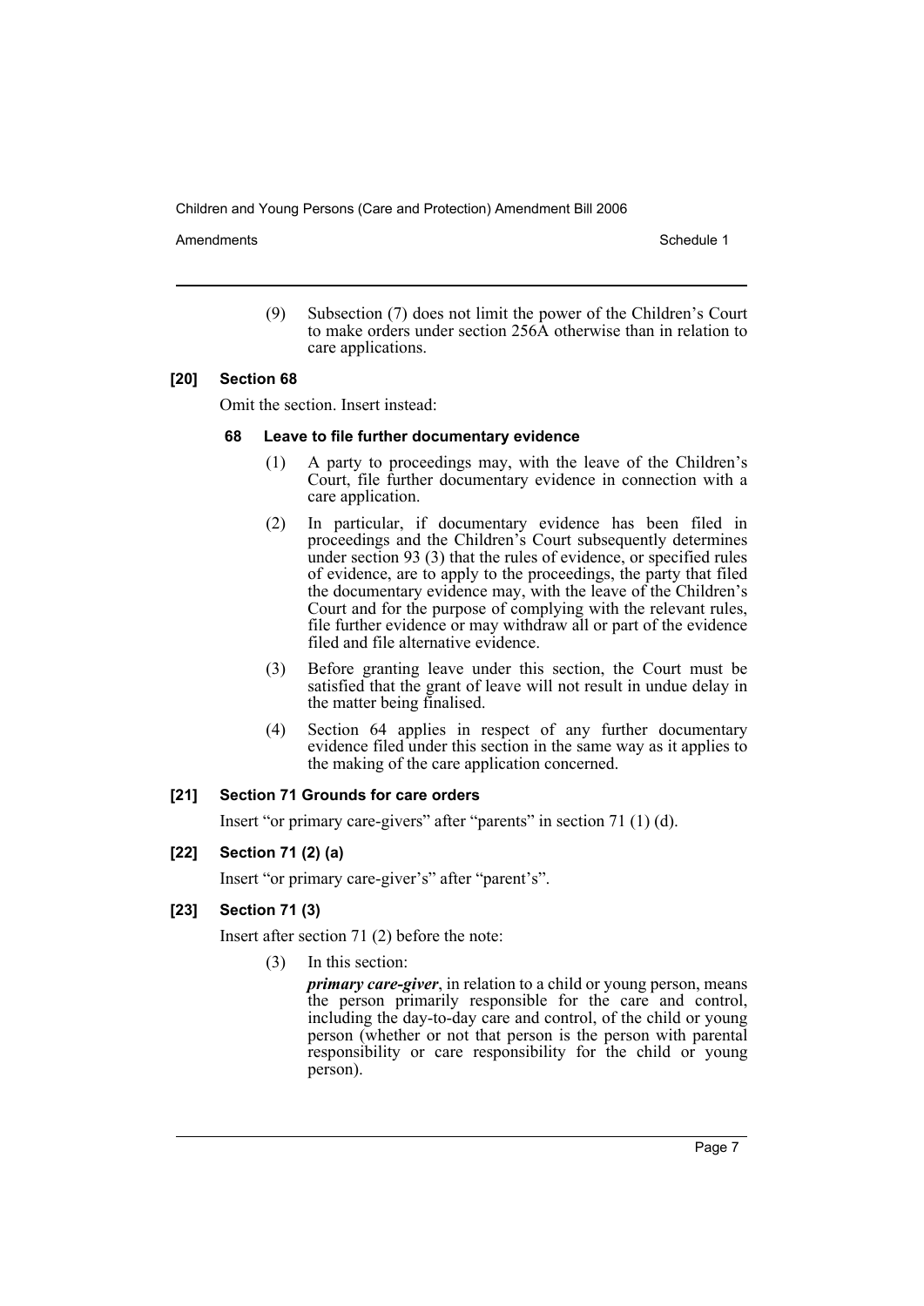(9) Subsection (7) does not limit the power of the Children's Court to make orders under section 256A otherwise than in relation to care applications.

**[20] Section 68**

Omit the section. Insert instead:

**68 Leave to file further documentary evidence**

(1) A party to proceedings may, with the leave of the Children's Court, file further documentary evidence in connection with a care application.

(2) In particular, if documentary evidence has been filed in proceedings and the Children's Court subsequently determines under section 93 (3) that the rules of evidence, or specified rules of evidence, are to apply to the proceedings, the party that filed the documentary evidence may, with the leave of the Children's Court and for the purpose of complying with the relevant rules, file further evidence or may withdraw all or part of the evidence filed and file alternative evidence.

(3) Before granting leave under this section, the Court must be satisfied that the grant of leave will not result in undue delay in the matter being finalised.

(4) Section 64 applies in respect of any further documentary evidence filed under this section in the same way as it applies to the making of the care application concerned.

**[21] Section 71 Grounds for care orders**

Insert "or primary care-givers" after "parents" in section 71 (1) (d).

**[22] Section 71 (2) (a)**

Insert "or primary care-giver's" after "parent's".

**[23] Section 71 (3)**

Insert after section 71 (2) before the note:

(3) In this section:

***primary care-giver***, in relation to a child or young person, means the person primarily responsible for the care and control, including the day-to-day care and control, of the child or young person (whether or not that person is the person with parental responsibility or care responsibility for the child or young person).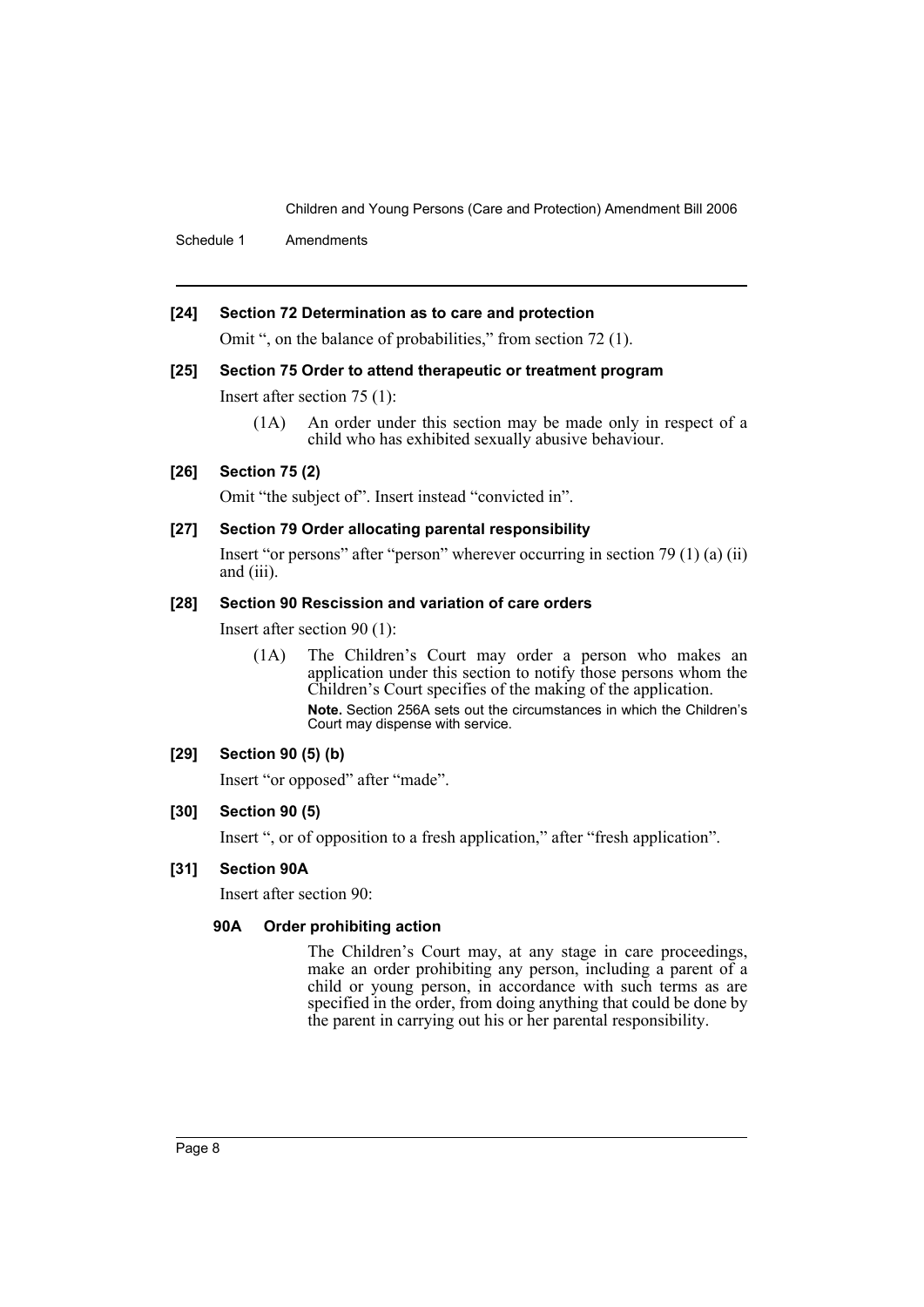#### [24] Section 72 Determination as to care and protection

Omit ", on the balance of probabilities," from section 72 (1).

#### [25] Section 75 Order to attend therapeutic or treatment program

Insert after section 75 (1):

> (1A) An order under this section may be made only in respect of a child who has exhibited sexually abusive behaviour.

#### [26] Section 75 (2)

Omit "the subject of". Insert instead "convicted in".

#### [27] Section 79 Order allocating parental responsibility

Insert "or persons" after "person" wherever occurring in section 79 (1) (a) (ii) and (iii).

#### [28] Section 90 Rescission and variation of care orders

Insert after section 90 (1):

> (1A) The Children's Court may order a person who makes an application under this section to notify those persons whom the Children's Court specifies of the making of the application.
>
> **Note.** Section 256A sets out the circumstances in which the Children's Court may dispense with service.

#### [29] Section 90 (5) (b)

Insert "or opposed" after "made".

#### [30] Section 90 (5)

Insert ", or of opposition to a fresh application," after "fresh application".

#### [31] Section 90A

Insert after section 90:

> **90A Order prohibiting action**
>
> The Children's Court may, at any stage in care proceedings, make an order prohibiting any person, including a parent of a child or young person, in accordance with such terms as are specified in the order, from doing anything that could be done by the parent in carrying out his or her parental responsibility.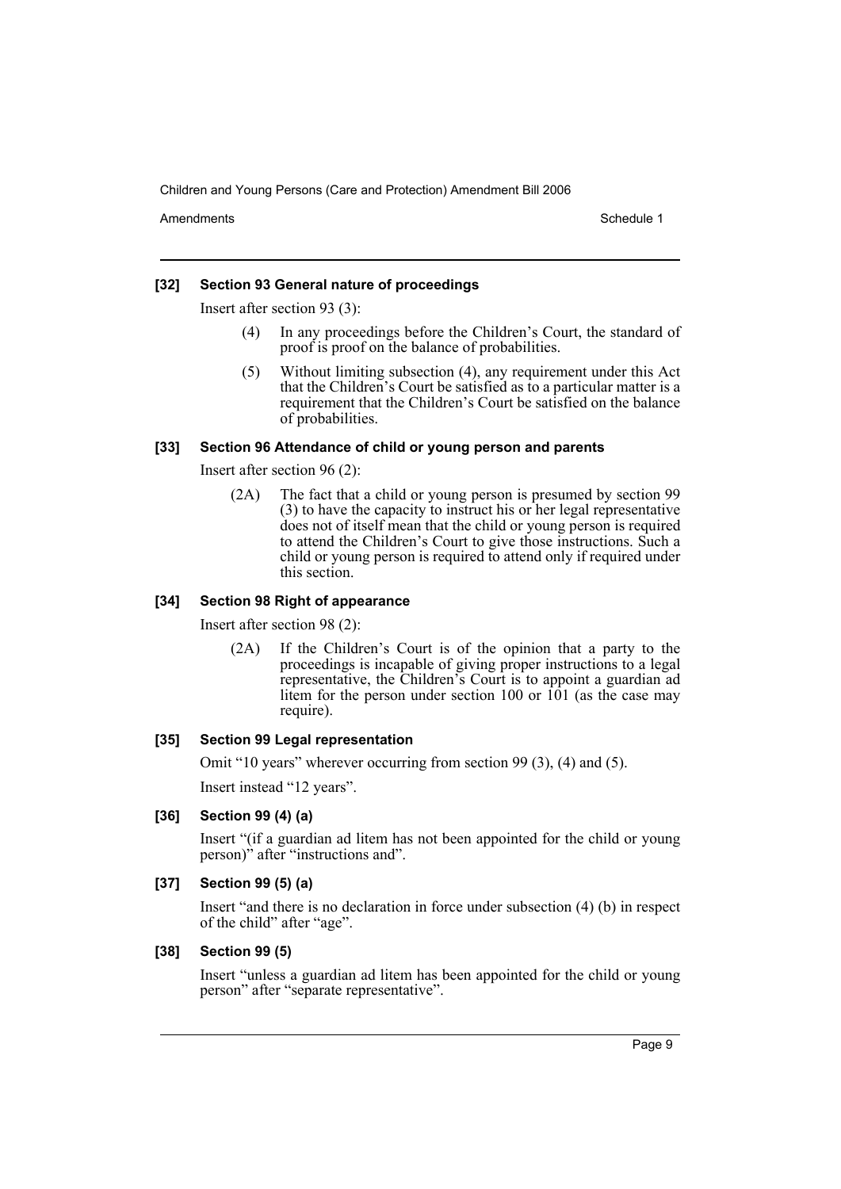### [32] Section 93 General nature of proceedings

Insert after section 93 (3):

> (4) In any proceedings before the Children's Court, the standard of proof is proof on the balance of probabilities.
>
> (5) Without limiting subsection (4), any requirement under this Act that the Children's Court be satisfied as to a particular matter is a requirement that the Children's Court be satisfied on the balance of probabilities.

### [33] Section 96 Attendance of child or young person and parents

Insert after section 96 (2):

> (2A) The fact that a child or young person is presumed by section 99 (3) to have the capacity to instruct his or her legal representative does not of itself mean that the child or young person is required to attend the Children's Court to give those instructions. Such a child or young person is required to attend only if required under this section.

### [34] Section 98 Right of appearance

Insert after section 98 (2):

> (2A) If the Children's Court is of the opinion that a party to the proceedings is incapable of giving proper instructions to a legal representative, the Children's Court is to appoint a guardian ad litem for the person under section 100 or 101 (as the case may require).

### [35] Section 99 Legal representation

Omit "10 years" wherever occurring from section 99 (3), (4) and (5).

Insert instead "12 years".

### [36] Section 99 (4) (a)

Insert "(if a guardian ad litem has not been appointed for the child or young person)" after "instructions and".

### [37] Section 99 (5) (a)

Insert "and there is no declaration in force under subsection (4) (b) in respect of the child" after "age".

### [38] Section 99 (5)

Insert "unless a guardian ad litem has been appointed for the child or young person" after "separate representative".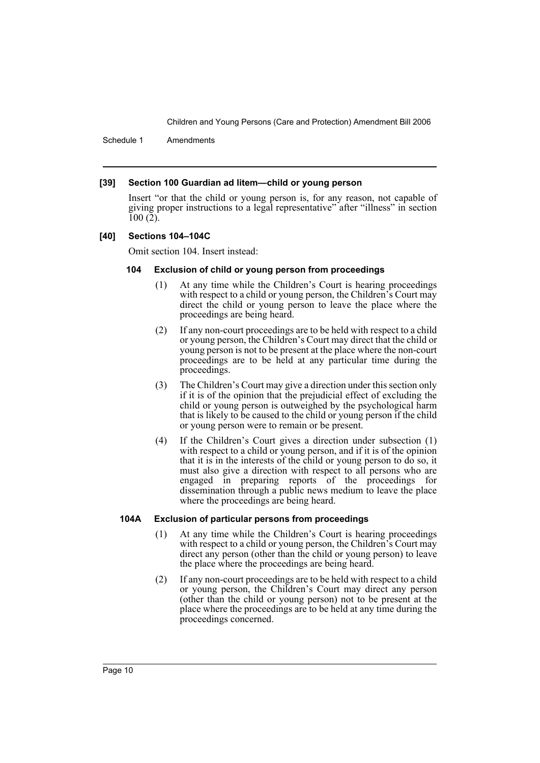### [39] Section 100 Guardian ad litem—child or young person

Insert "or that the child or young person is, for any reason, not capable of giving proper instructions to a legal representative" after "illness" in section 100 (2).

### [40] Sections 104–104C

Omit section 104. Insert instead:

#### 104 Exclusion of child or young person from proceedings

(1) At any time while the Children's Court is hearing proceedings with respect to a child or young person, the Children's Court may direct the child or young person to leave the place where the proceedings are being heard.

(2) If any non-court proceedings are to be held with respect to a child or young person, the Children's Court may direct that the child or young person is not to be present at the place where the non-court proceedings are to be held at any particular time during the proceedings.

(3) The Children's Court may give a direction under this section only if it is of the opinion that the prejudicial effect of excluding the child or young person is outweighed by the psychological harm that is likely to be caused to the child or young person if the child or young person were to remain or be present.

(4) If the Children's Court gives a direction under subsection (1) with respect to a child or young person, and if it is of the opinion that it is in the interests of the child or young person to do so, it must also give a direction with respect to all persons who are engaged in preparing reports of the proceedings for dissemination through a public news medium to leave the place where the proceedings are being heard.

#### 104A Exclusion of particular persons from proceedings

(1) At any time while the Children's Court is hearing proceedings with respect to a child or young person, the Children's Court may direct any person (other than the child or young person) to leave the place where the proceedings are being heard.

(2) If any non-court proceedings are to be held with respect to a child or young person, the Children's Court may direct any person (other than the child or young person) not to be present at the place where the proceedings are to be held at any time during the proceedings concerned.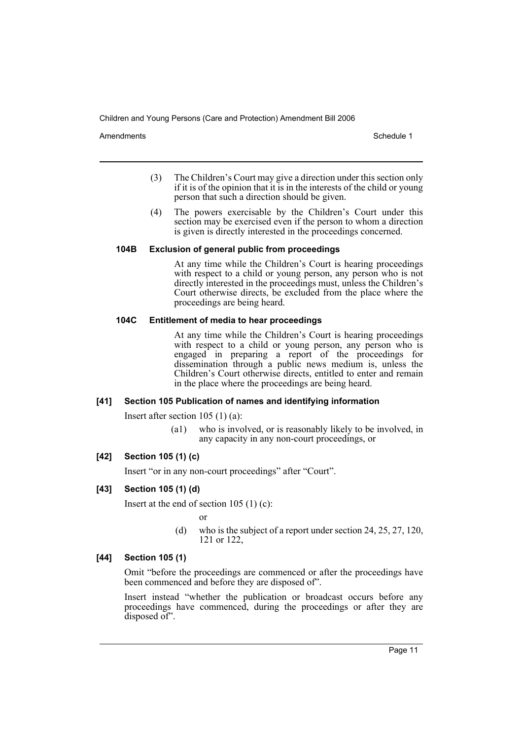(3) The Children's Court may give a direction under this section only if it is of the opinion that it is in the interests of the child or young person that such a direction should be given.

(4) The powers exercisable by the Children's Court under this section may be exercised even if the person to whom a direction is given is directly interested in the proceedings concerned.

#### 104B Exclusion of general public from proceedings

At any time while the Children's Court is hearing proceedings with respect to a child or young person, any person who is not directly interested in the proceedings must, unless the Children's Court otherwise directs, be excluded from the place where the proceedings are being heard.

#### 104C Entitlement of media to hear proceedings

At any time while the Children's Court is hearing proceedings with respect to a child or young person, any person who is engaged in preparing a report of the proceedings for dissemination through a public news medium is, unless the Children's Court otherwise directs, entitled to enter and remain in the place where the proceedings are being heard.

### [41] Section 105 Publication of names and identifying information

Insert after section 105 (1) (a):

(a1) who is involved, or is reasonably likely to be involved, in any capacity in any non-court proceedings, or

### [42] Section 105 (1) (c)

Insert "or in any non-court proceedings" after "Court".

### [43] Section 105 (1) (d)

Insert at the end of section 105 (1) (c):

or

(d) who is the subject of a report under section 24, 25, 27, 120, 121 or 122,

### [44] Section 105 (1)

Omit "before the proceedings are commenced or after the proceedings have been commenced and before they are disposed of".

Insert instead "whether the publication or broadcast occurs before any proceedings have commenced, during the proceedings or after they are disposed of".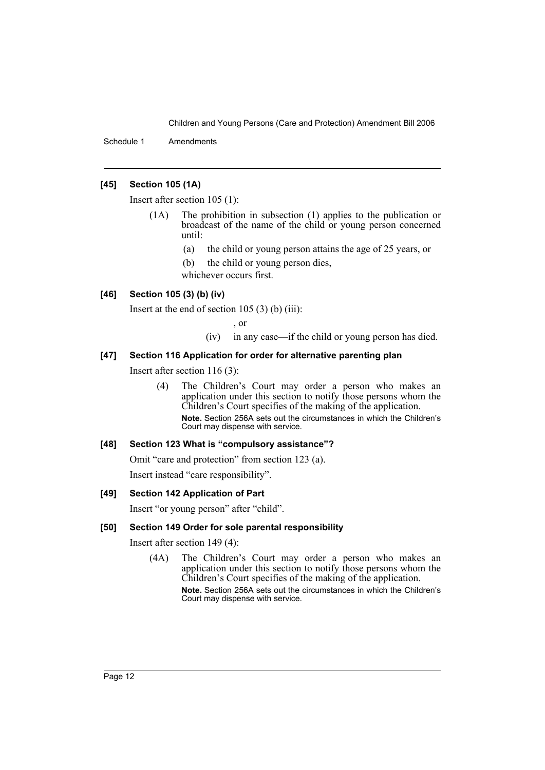### [45] Section 105 (1A)

Insert after section 105 (1):

(1A) The prohibition in subsection (1) applies to the publication or broadcast of the name of the child or young person concerned until:

- (a) the child or young person attains the age of 25 years, or
- (b) the child or young person dies,

whichever occurs first.

### [46] Section 105 (3) (b) (iv)

Insert at the end of section 105 (3) (b) (iii):

, or

(iv) in any case—if the child or young person has died.

### [47] Section 116 Application for order for alternative parenting plan

Insert after section 116 (3):

(4) The Children's Court may order a person who makes an application under this section to notify those persons whom the Children's Court specifies of the making of the application.

**Note.** Section 256A sets out the circumstances in which the Children's Court may dispense with service.

### [48] Section 123 What is "compulsory assistance"?

Omit "care and protection" from section 123 (a).

Insert instead "care responsibility".

### [49] Section 142 Application of Part

Insert "or young person" after "child".

### [50] Section 149 Order for sole parental responsibility

Insert after section 149 (4):

(4A) The Children's Court may order a person who makes an application under this section to notify those persons whom the Children's Court specifies of the making of the application.

**Note.** Section 256A sets out the circumstances in which the Children's Court may dispense with service.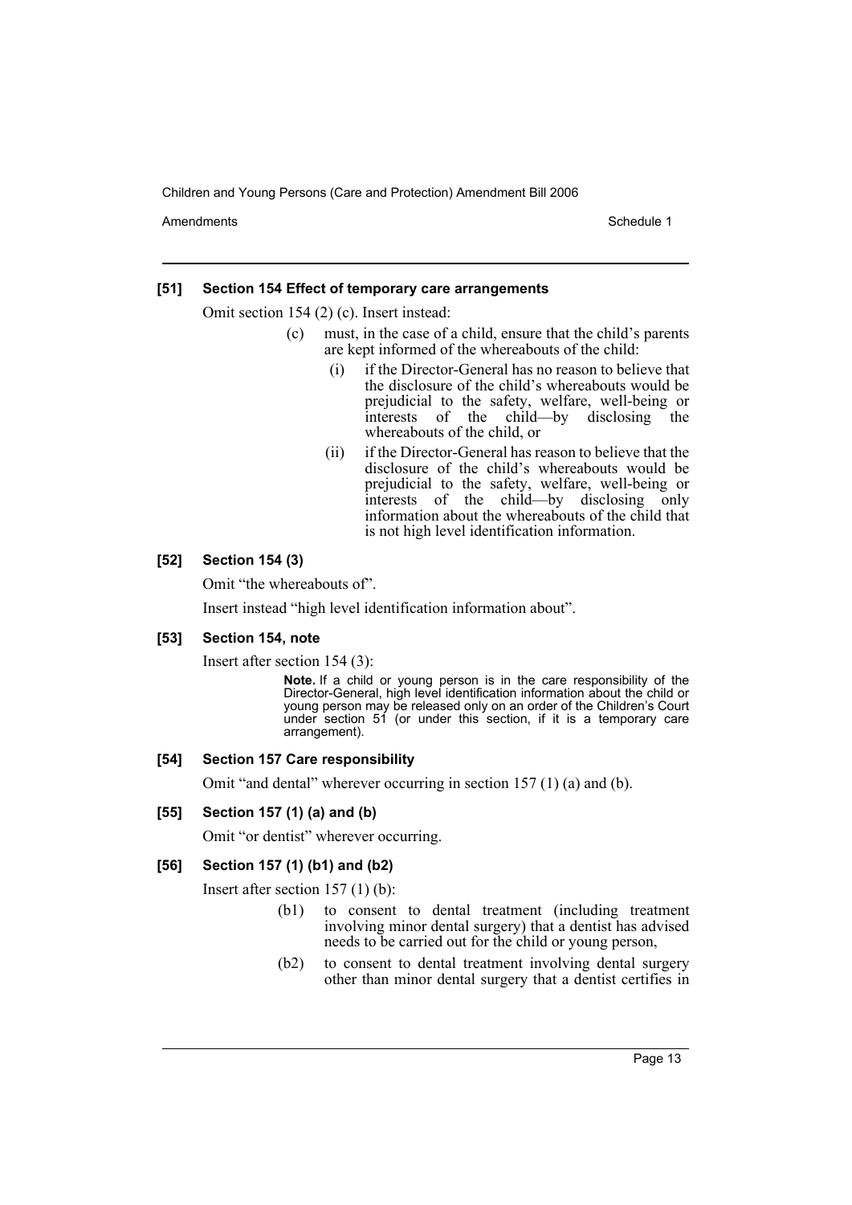**[51] Section 154 Effect of temporary care arrangements**

Omit section 154 (2) (c). Insert instead:

> (c) must, in the case of a child, ensure that the child's parents are kept informed of the whereabouts of the child:
>
> > (i) if the Director-General has no reason to believe that the disclosure of the child's whereabouts would be prejudicial to the safety, welfare, well-being or interests of the child—by disclosing the whereabouts of the child, or
> >
> > (ii) if the Director-General has reason to believe that the disclosure of the child's whereabouts would be prejudicial to the safety, welfare, well-being or interests of the child—by disclosing only information about the whereabouts of the child that is not high level identification information.

**[52] Section 154 (3)**

Omit "the whereabouts of".

Insert instead "high level identification information about".

**[53] Section 154, note**

Insert after section 154 (3):

> **Note.** If a child or young person is in the care responsibility of the Director-General, high level identification information about the child or young person may be released only on an order of the Children's Court under section 51 (or under this section, if it is a temporary care arrangement).

**[54] Section 157 Care responsibility**

Omit "and dental" wherever occurring in section 157 (1) (a) and (b).

**[55] Section 157 (1) (a) and (b)**

Omit "or dentist" wherever occurring.

**[56] Section 157 (1) (b1) and (b2)**

Insert after section 157 (1) (b):

> (b1) to consent to dental treatment (including treatment involving minor dental surgery) that a dentist has advised needs to be carried out for the child or young person,
>
> (b2) to consent to dental treatment involving dental surgery other than minor dental surgery that a dentist certifies in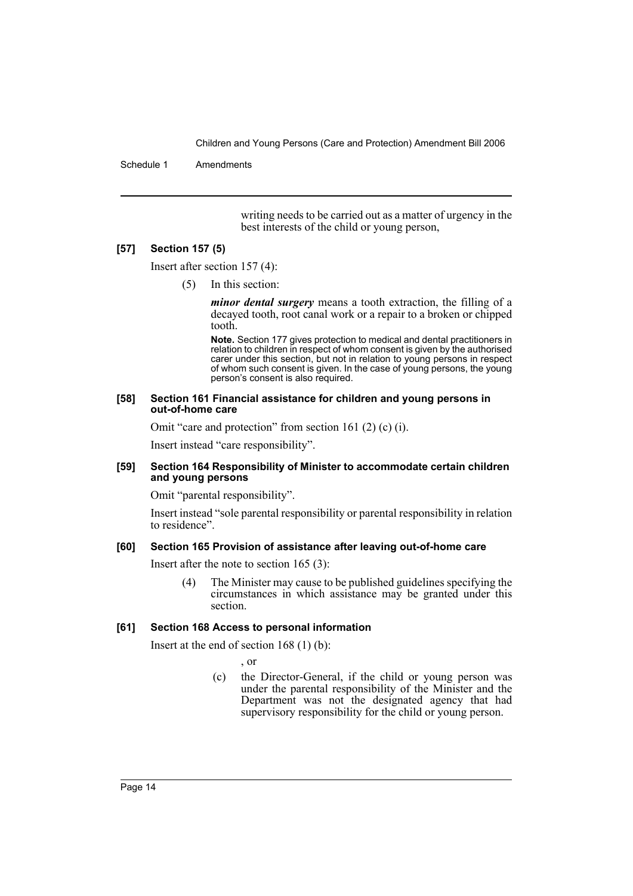writing needs to be carried out as a matter of urgency in the best interests of the child or young person,

#### [57] Section 157 (5)

Insert after section 157 (4):

(5) In this section:

***minor dental surgery*** means a tooth extraction, the filling of a decayed tooth, root canal work or a repair to a broken or chipped tooth.

**Note.** Section 177 gives protection to medical and dental practitioners in relation to children in respect of whom consent is given by the authorised carer under this section, but not in relation to young persons in respect of whom such consent is given. In the case of young persons, the young person's consent is also required.

#### [58] Section 161 Financial assistance for children and young persons in out-of-home care

Omit "care and protection" from section 161 (2) (c) (i).

Insert instead "care responsibility".

#### [59] Section 164 Responsibility of Minister to accommodate certain children and young persons

Omit "parental responsibility".

Insert instead "sole parental responsibility or parental responsibility in relation to residence".

#### [60] Section 165 Provision of assistance after leaving out-of-home care

Insert after the note to section 165 (3):

(4) The Minister may cause to be published guidelines specifying the circumstances in which assistance may be granted under this section.

#### [61] Section 168 Access to personal information

Insert at the end of section 168 (1) (b):

, or

(c) the Director-General, if the child or young person was under the parental responsibility of the Minister and the Department was not the designated agency that had supervisory responsibility for the child or young person.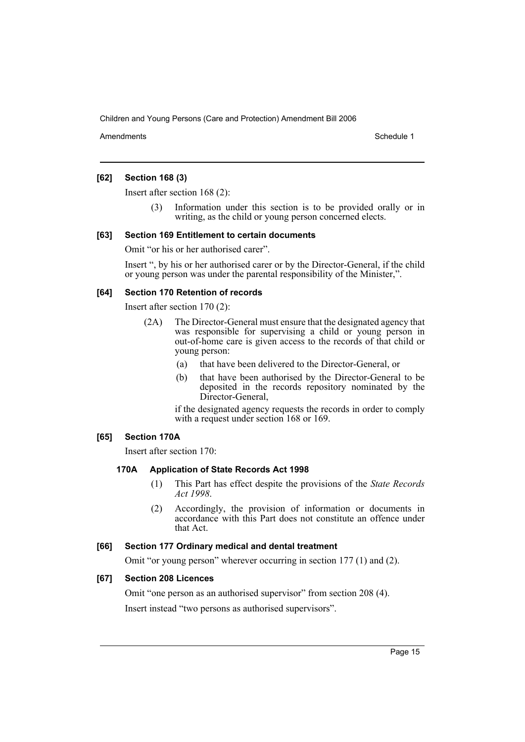#### [62] Section 168 (3)

Insert after section 168 (2):

(3) Information under this section is to be provided orally or in writing, as the child or young person concerned elects.

#### [63] Section 169 Entitlement to certain documents

Omit "or his or her authorised carer".

Insert ", by his or her authorised carer or by the Director-General, if the child or young person was under the parental responsibility of the Minister,".

#### [64] Section 170 Retention of records

Insert after section 170 (2):

(2A) The Director-General must ensure that the designated agency that was responsible for supervising a child or young person in out-of-home care is given access to the records of that child or young person:

(a) that have been delivered to the Director-General, or

(b) that have been authorised by the Director-General to be deposited in the records repository nominated by the Director-General,

if the designated agency requests the records in order to comply with a request under section 168 or 169.

#### [65] Section 170A

Insert after section 170:

##### 170A Application of State Records Act 1998

(1) This Part has effect despite the provisions of the *State Records Act 1998*.

(2) Accordingly, the provision of information or documents in accordance with this Part does not constitute an offence under that Act.

#### [66] Section 177 Ordinary medical and dental treatment

Omit "or young person" wherever occurring in section 177 (1) and (2).

#### [67] Section 208 Licences

Omit "one person as an authorised supervisor" from section 208 (4).

Insert instead "two persons as authorised supervisors".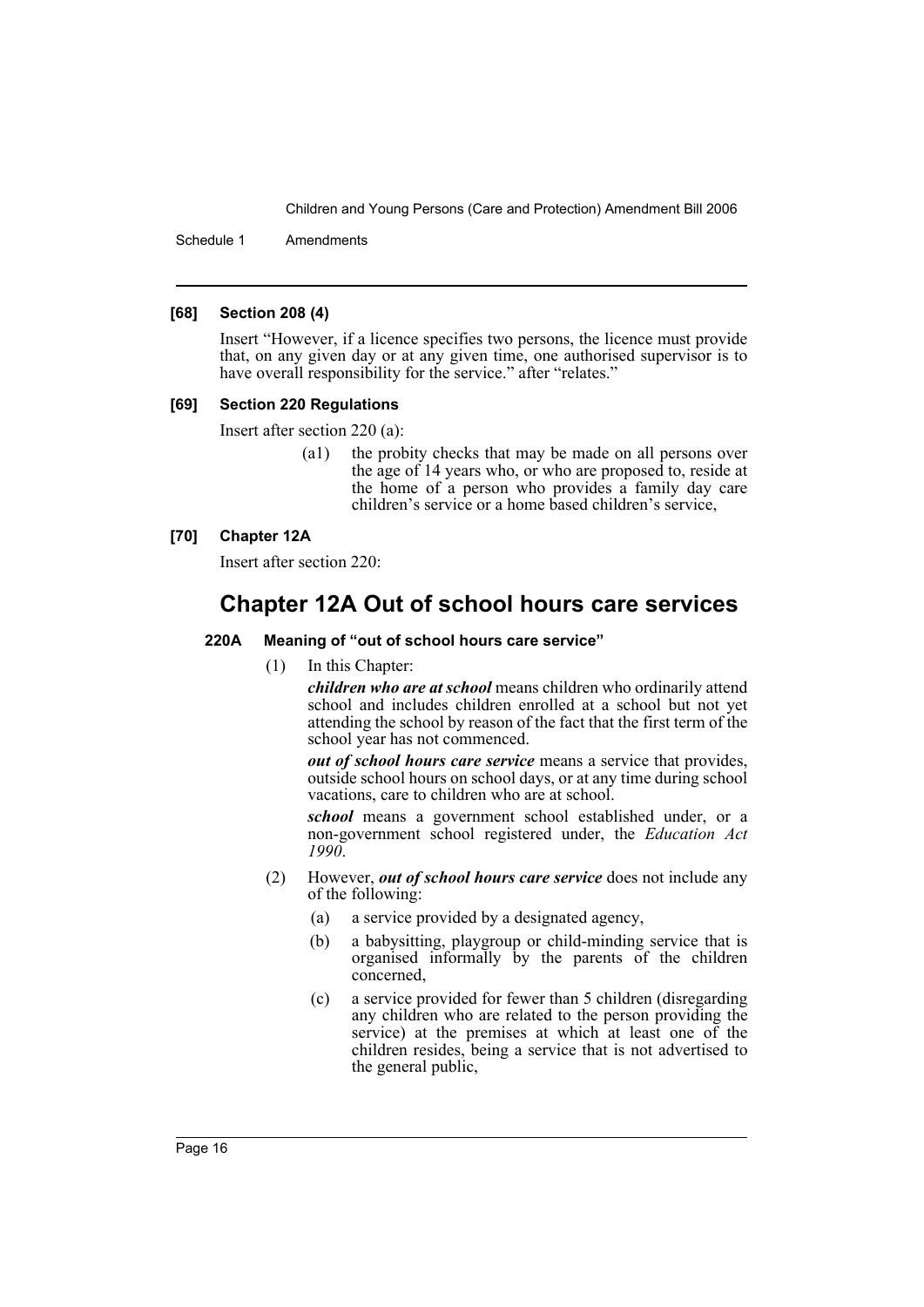#### [68] Section 208 (4)

Insert "However, if a licence specifies two persons, the licence must provide that, on any given day or at any given time, one authorised supervisor is to have overall responsibility for the service." after "relates."

#### [69] Section 220 Regulations

Insert after section 220 (a):

> (a1) the probity checks that may be made on all persons over the age of 14 years who, or who are proposed to, reside at the home of a person who provides a family day care children's service or a home based children's service,

#### [70] Chapter 12A

Insert after section 220:

# Chapter 12A Out of school hours care services

### 220A Meaning of "out of school hours care service"

(1) In this Chapter:

***children who are at school*** means children who ordinarily attend school and includes children enrolled at a school but not yet attending the school by reason of the fact that the first term of the school year has not commenced.

***out of school hours care service*** means a service that provides, outside school hours on school days, or at any time during school vacations, care to children who are at school.

***school*** means a government school established under, or a non-government school registered under, the *Education Act 1990*.

(2) However, ***out of school hours care service*** does not include any of the following:

(a) a service provided by a designated agency,

(b) a babysitting, playgroup or child-minding service that is organised informally by the parents of the children concerned,

(c) a service provided for fewer than 5 children (disregarding any children who are related to the person providing the service) at the premises at which at least one of the children resides, being a service that is not advertised to the general public,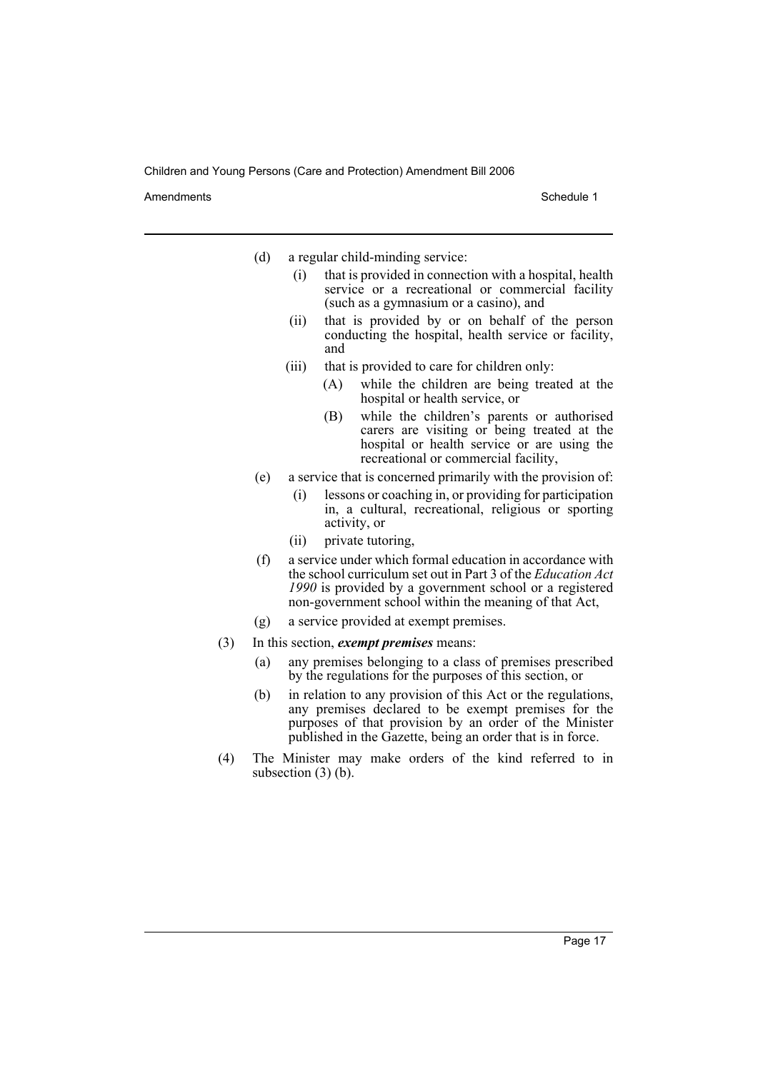(d) a regular child-minding service:

   (i) that is provided in connection with a hospital, health service or a recreational or commercial facility (such as a gymnasium or a casino), and

   (ii) that is provided by or on behalf of the person conducting the hospital, health service or facility, and

   (iii) that is provided to care for children only:

      (A) while the children are being treated at the hospital or health service, or

      (B) while the children's parents or authorised carers are visiting or being treated at the hospital or health service or are using the recreational or commercial facility,

(e) a service that is concerned primarily with the provision of:

   (i) lessons or coaching in, or providing for participation in, a cultural, recreational, religious or sporting activity, or

   (ii) private tutoring,

(f) a service under which formal education in accordance with the school curriculum set out in Part 3 of the *Education Act 1990* is provided by a government school or a registered non-government school within the meaning of that Act,

(g) a service provided at exempt premises.

(3) In this section, ***exempt premises*** means:

   (a) any premises belonging to a class of premises prescribed by the regulations for the purposes of this section, or

   (b) in relation to any provision of this Act or the regulations, any premises declared to be exempt premises for the purposes of that provision by an order of the Minister published in the Gazette, being an order that is in force.

(4) The Minister may make orders of the kind referred to in subsection (3) (b).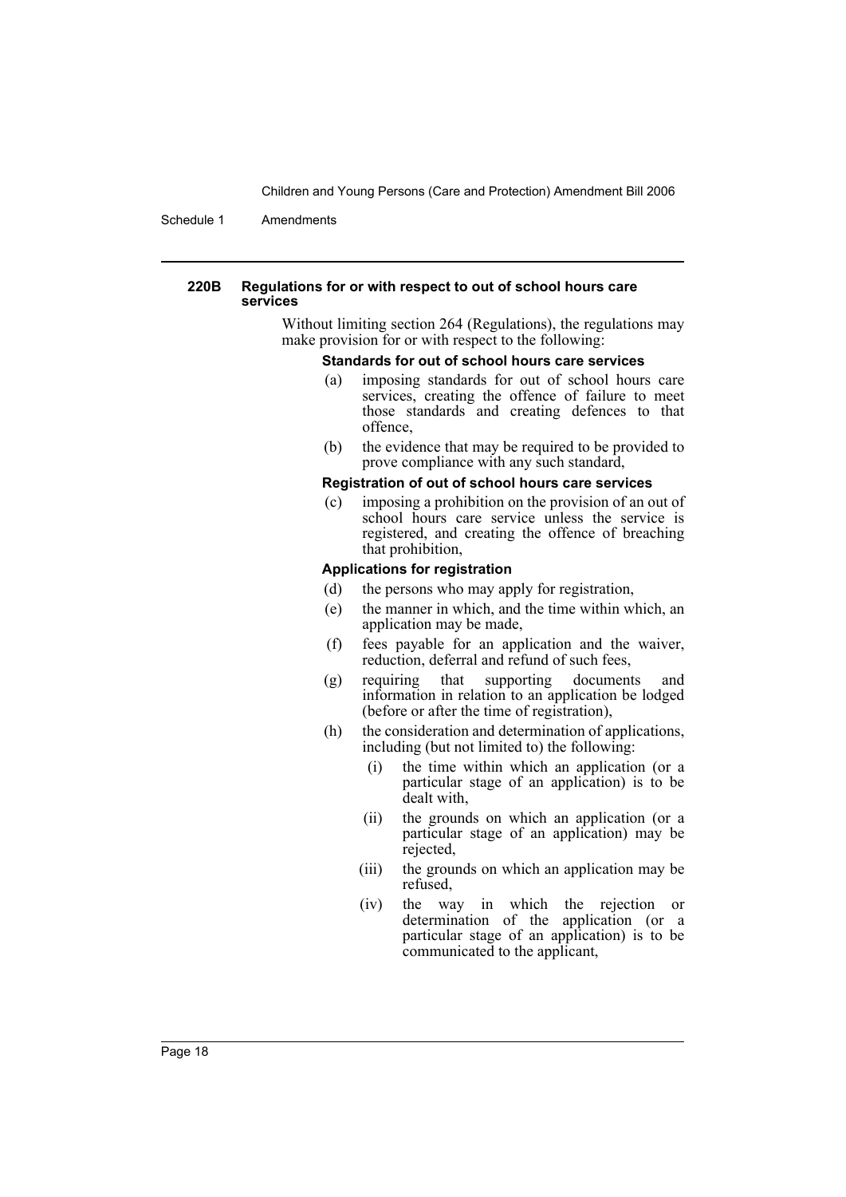#### 220B Regulations for or with respect to out of school hours care services

Without limiting section 264 (Regulations), the regulations may make provision for or with respect to the following:

**Standards for out of school hours care services**

(a) imposing standards for out of school hours care services, creating the offence of failure to meet those standards and creating defences to that offence,

(b) the evidence that may be required to be provided to prove compliance with any such standard,

**Registration of out of school hours care services**

(c) imposing a prohibition on the provision of an out of school hours care service unless the service is registered, and creating the offence of breaching that prohibition,

**Applications for registration**

(d) the persons who may apply for registration,

(e) the manner in which, and the time within which, an application may be made,

(f) fees payable for an application and the waiver, reduction, deferral and refund of such fees,

(g) requiring that supporting documents and information in relation to an application be lodged (before or after the time of registration),

(h) the consideration and determination of applications, including (but not limited to) the following:

   (i) the time within which an application (or a particular stage of an application) is to be dealt with,

   (ii) the grounds on which an application (or a particular stage of an application) may be rejected,

   (iii) the grounds on which an application may be refused,

   (iv) the way in which the rejection or determination of the application (or a particular stage of an application) is to be communicated to the applicant,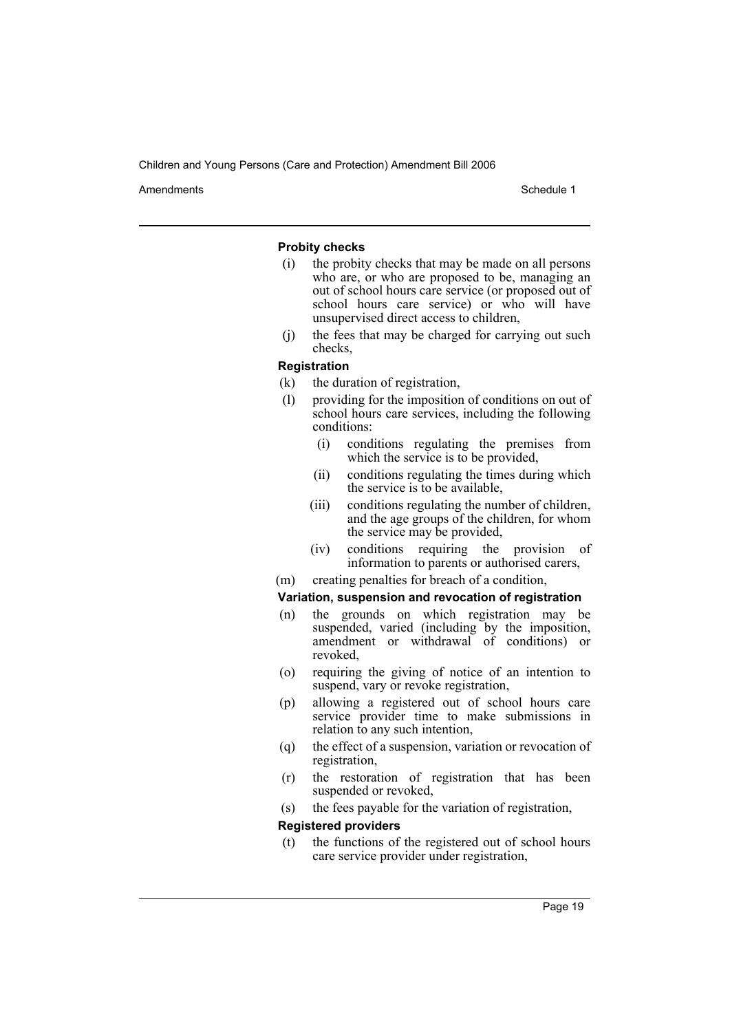**Probity checks**

(i) the probity checks that may be made on all persons who are, or who are proposed to be, managing an out of school hours care service (or proposed out of school hours care service) or who will have unsupervised direct access to children,

(j) the fees that may be charged for carrying out such checks,

**Registration**

(k) the duration of registration,

(l) providing for the imposition of conditions on out of school hours care services, including the following conditions:

  (i) conditions regulating the premises from which the service is to be provided,

  (ii) conditions regulating the times during which the service is to be available,

  (iii) conditions regulating the number of children, and the age groups of the children, for whom the service may be provided,

  (iv) conditions requiring the provision of information to parents or authorised carers,

(m) creating penalties for breach of a condition,

**Variation, suspension and revocation of registration**

(n) the grounds on which registration may be suspended, varied (including by the imposition, amendment or withdrawal of conditions) or revoked,

(o) requiring the giving of notice of an intention to suspend, vary or revoke registration,

(p) allowing a registered out of school hours care service provider time to make submissions in relation to any such intention,

(q) the effect of a suspension, variation or revocation of registration,

(r) the restoration of registration that has been suspended or revoked,

(s) the fees payable for the variation of registration,

**Registered providers**

(t) the functions of the registered out of school hours care service provider under registration,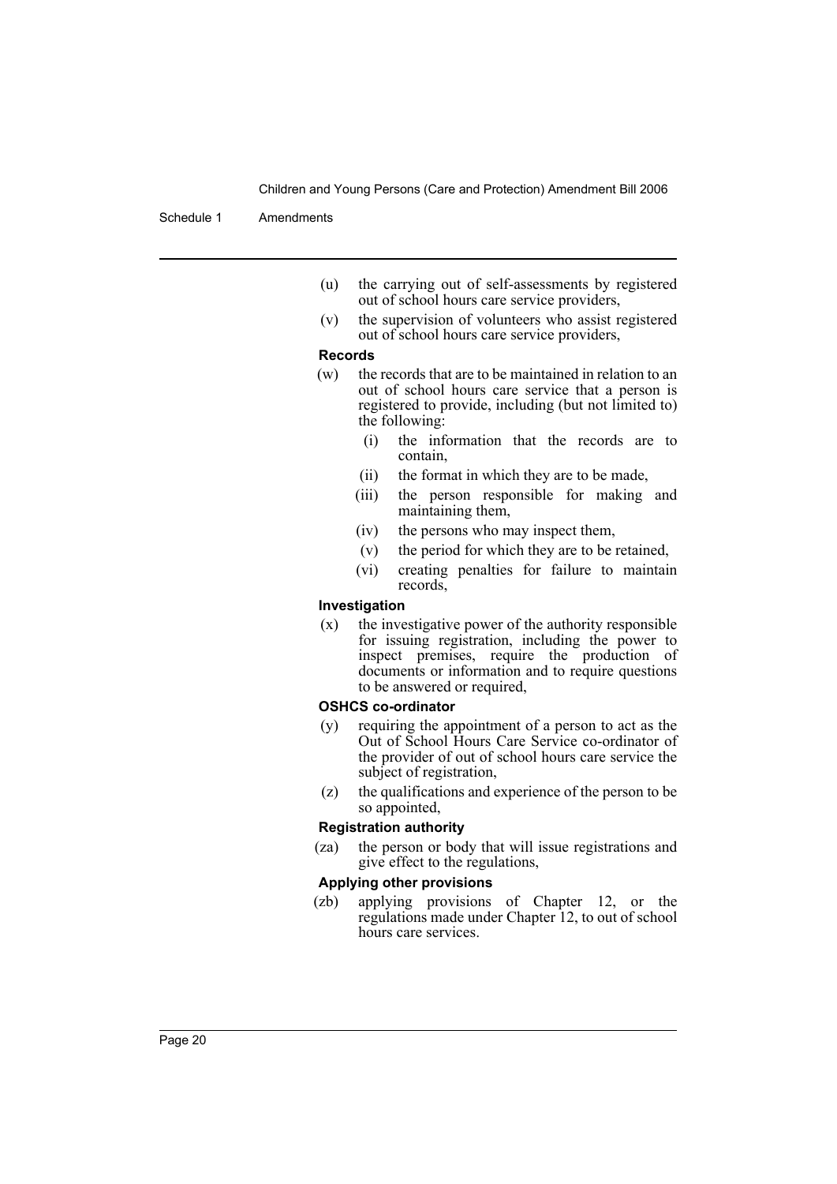(u) the carrying out of self-assessments by registered out of school hours care service providers,

(v) the supervision of volunteers who assist registered out of school hours care service providers,

**Records**

(w) the records that are to be maintained in relation to an out of school hours care service that a person is registered to provide, including (but not limited to) the following:

(i) the information that the records are to contain,

(ii) the format in which they are to be made,

(iii) the person responsible for making and maintaining them,

(iv) the persons who may inspect them,

(v) the period for which they are to be retained,

(vi) creating penalties for failure to maintain records,

**Investigation**

(x) the investigative power of the authority responsible for issuing registration, including the power to inspect premises, require the production of documents or information and to require questions to be answered or required,

**OSHCS co-ordinator**

(y) requiring the appointment of a person to act as the Out of School Hours Care Service co-ordinator of the provider of out of school hours care service the subject of registration,

(z) the qualifications and experience of the person to be so appointed,

**Registration authority**

(za) the person or body that will issue registrations and give effect to the regulations,

**Applying other provisions**

(zb) applying provisions of Chapter 12, or the regulations made under Chapter 12, to out of school hours care services.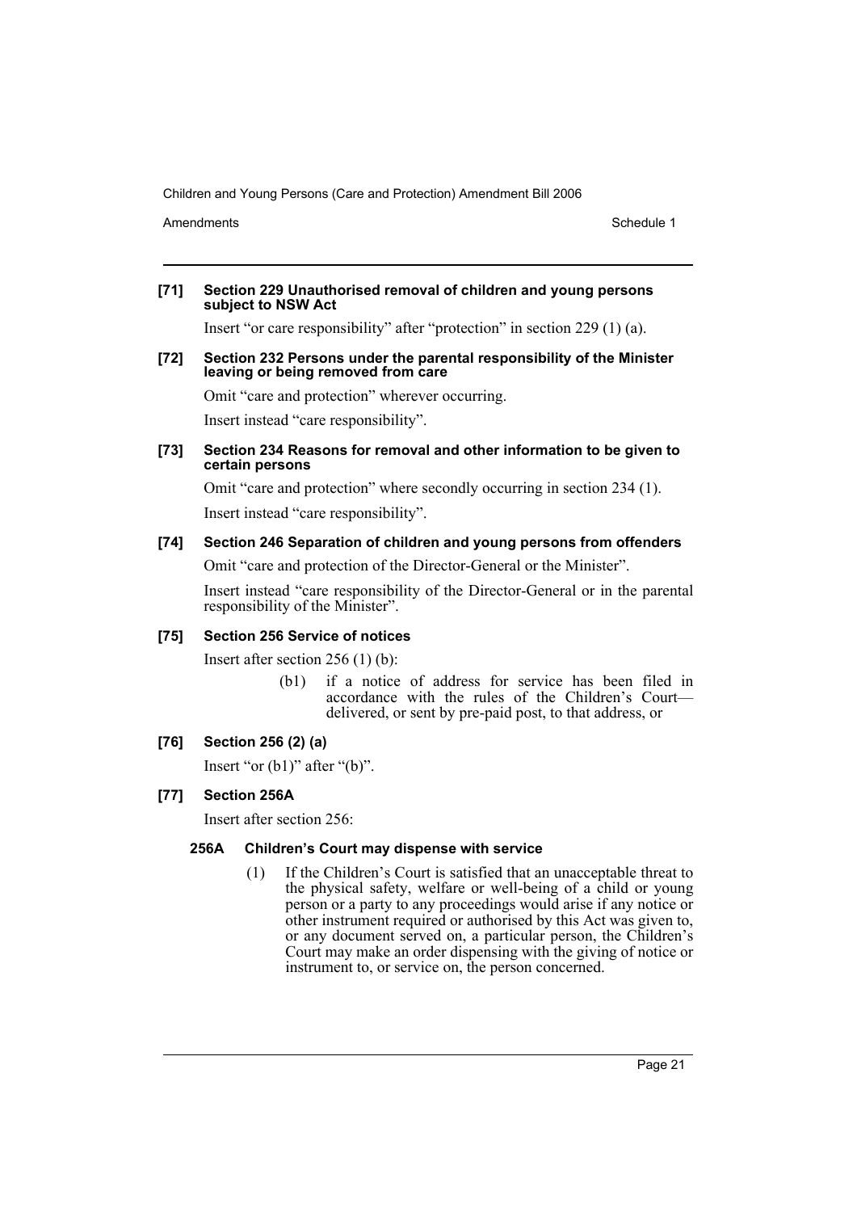**[71] Section 229 Unauthorised removal of children and young persons subject to NSW Act**

Insert "or care responsibility" after "protection" in section 229 (1) (a).

**[72] Section 232 Persons under the parental responsibility of the Minister leaving or being removed from care**

Omit "care and protection" wherever occurring.

Insert instead "care responsibility".

**[73] Section 234 Reasons for removal and other information to be given to certain persons**

Omit "care and protection" where secondly occurring in section 234 (1).

Insert instead "care responsibility".

**[74] Section 246 Separation of children and young persons from offenders**

Omit "care and protection of the Director-General or the Minister".

Insert instead "care responsibility of the Director-General or in the parental responsibility of the Minister".

**[75] Section 256 Service of notices**

Insert after section 256 (1) (b):

> (b1) if a notice of address for service has been filed in accordance with the rules of the Children's Court—delivered, or sent by pre-paid post, to that address, or

**[76] Section 256 (2) (a)**

Insert "or (b1)" after "(b)".

**[77] Section 256A**

Insert after section 256:

> **256A Children's Court may dispense with service**
>
> (1) If the Children's Court is satisfied that an unacceptable threat to the physical safety, welfare or well-being of a child or young person or a party to any proceedings would arise if any notice or other instrument required or authorised by this Act was given to, or any document served on, a particular person, the Children's Court may make an order dispensing with the giving of notice or instrument to, or service on, the person concerned.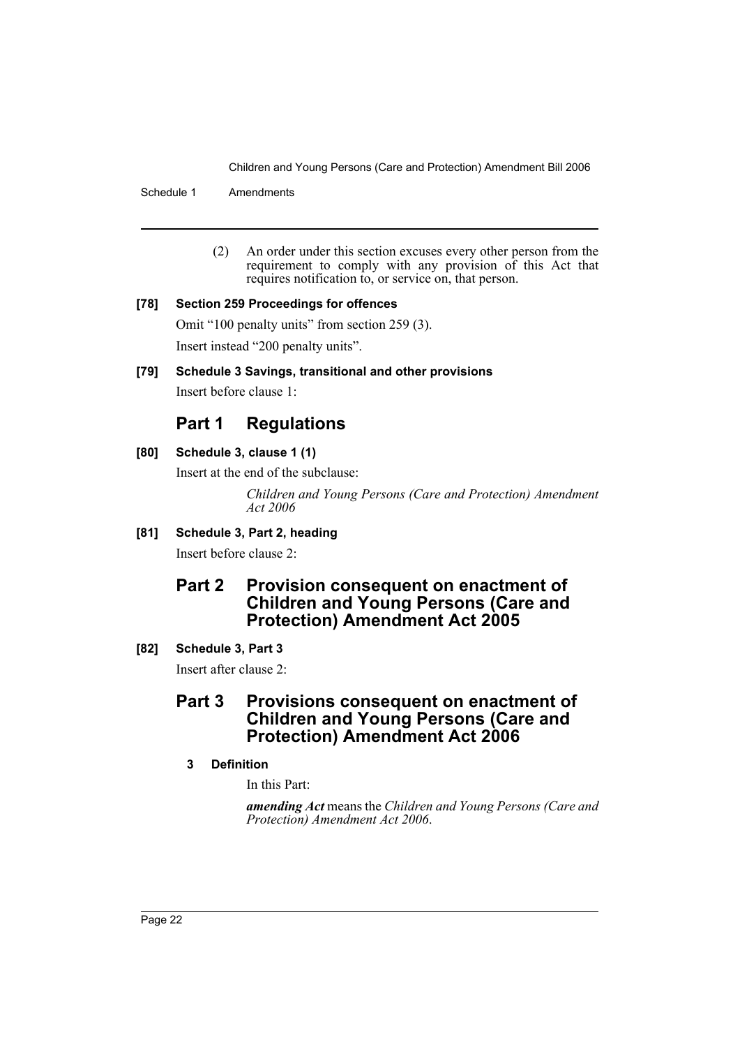(2) An order under this section excuses every other person from the requirement to comply with any provision of this Act that requires notification to, or service on, that person.

**[78] Section 259 Proceedings for offences**

Omit "100 penalty units" from section 259 (3).

Insert instead "200 penalty units".

**[79] Schedule 3 Savings, transitional and other provisions**

Insert before clause 1:

## Part 1 Regulations

**[80] Schedule 3, clause 1 (1)**

Insert at the end of the subclause:

*Children and Young Persons (Care and Protection) Amendment Act 2006*

**[81] Schedule 3, Part 2, heading**

Insert before clause 2:

## Part 2 Provision consequent on enactment of Children and Young Persons (Care and Protection) Amendment Act 2005

**[82] Schedule 3, Part 3**

Insert after clause 2:

## Part 3 Provisions consequent on enactment of Children and Young Persons (Care and Protection) Amendment Act 2006

### 3 Definition

In this Part:

***amending Act*** means the *Children and Young Persons (Care and Protection) Amendment Act 2006*.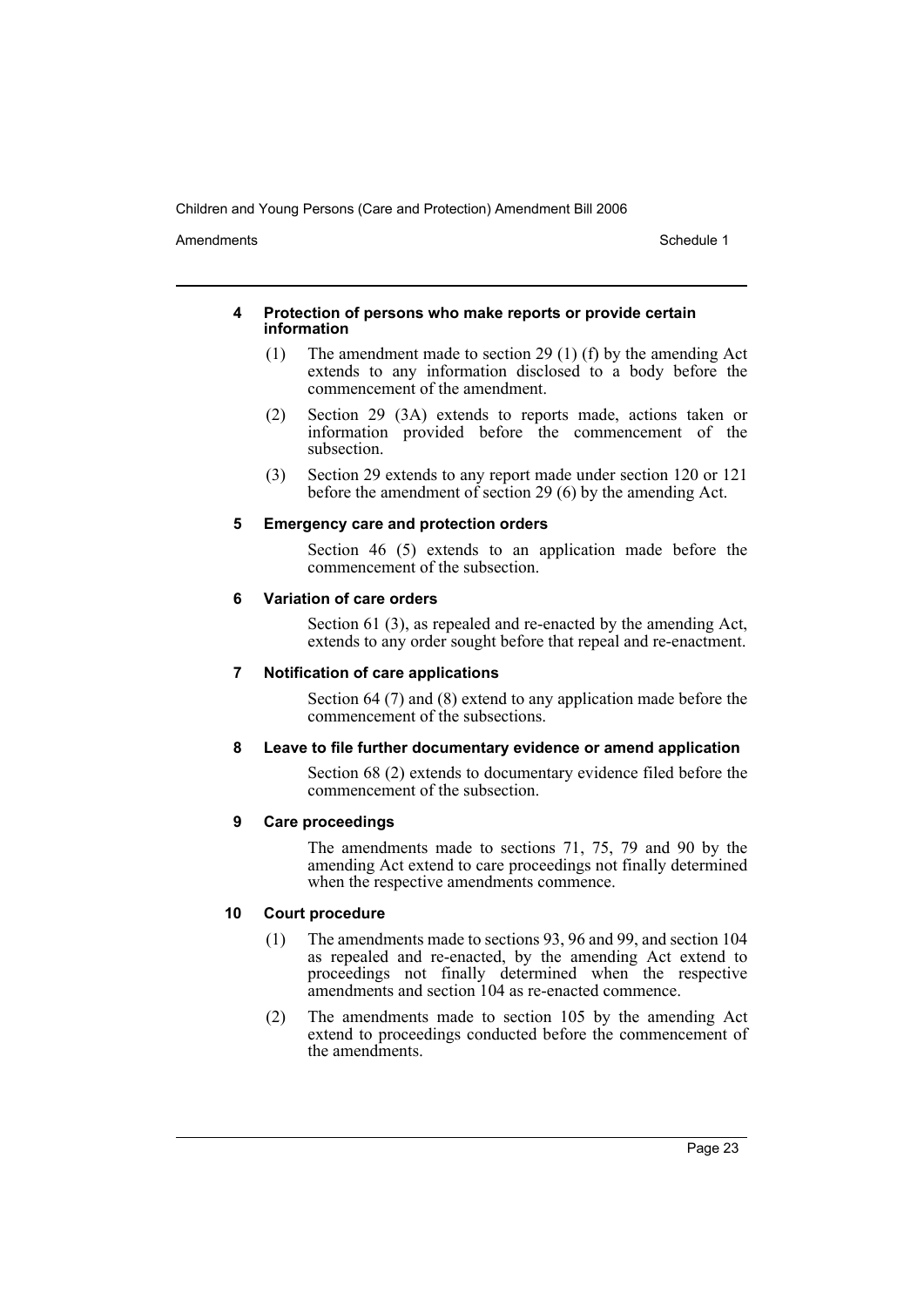#### 4 Protection of persons who make reports or provide certain information

(1) The amendment made to section 29 (1) (f) by the amending Act extends to any information disclosed to a body before the commencement of the amendment.

(2) Section 29 (3A) extends to reports made, actions taken or information provided before the commencement of the subsection.

(3) Section 29 extends to any report made under section 120 or 121 before the amendment of section 29 (6) by the amending Act.

#### 5 Emergency care and protection orders

Section 46 (5) extends to an application made before the commencement of the subsection.

#### 6 Variation of care orders

Section 61 (3), as repealed and re-enacted by the amending Act, extends to any order sought before that repeal and re-enactment.

#### 7 Notification of care applications

Section 64 (7) and (8) extend to any application made before the commencement of the subsections.

#### 8 Leave to file further documentary evidence or amend application

Section 68 (2) extends to documentary evidence filed before the commencement of the subsection.

#### 9 Care proceedings

The amendments made to sections 71, 75, 79 and 90 by the amending Act extend to care proceedings not finally determined when the respective amendments commence.

#### 10 Court procedure

(1) The amendments made to sections 93, 96 and 99, and section 104 as repealed and re-enacted, by the amending Act extend to proceedings not finally determined when the respective amendments and section 104 as re-enacted commence.

(2) The amendments made to section 105 by the amending Act extend to proceedings conducted before the commencement of the amendments.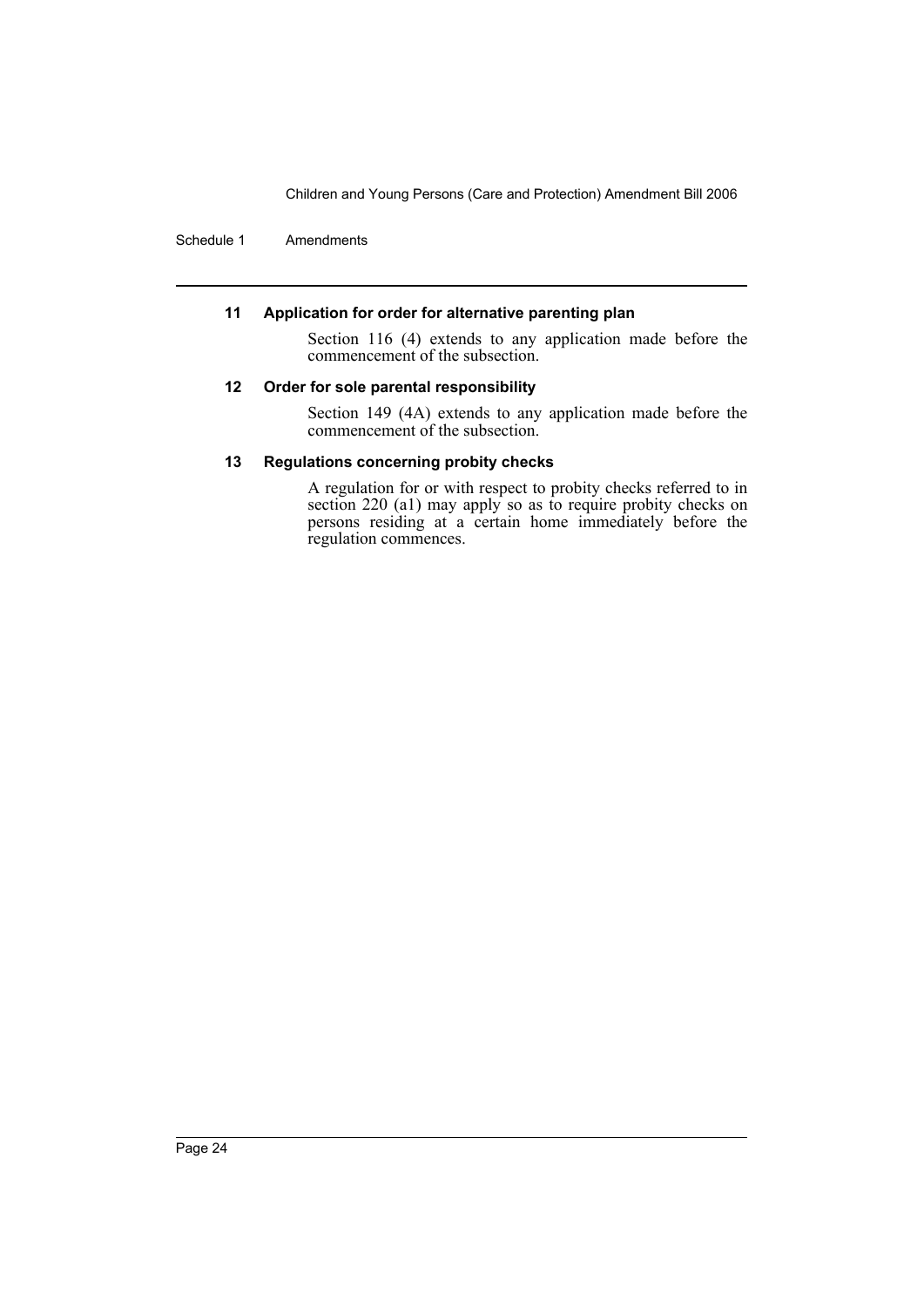### 11 Application for order for alternative parenting plan

Section 116 (4) extends to any application made before the commencement of the subsection.

### 12 Order for sole parental responsibility

Section 149 (4A) extends to any application made before the commencement of the subsection.

### 13 Regulations concerning probity checks

A regulation for or with respect to probity checks referred to in section 220 (a1) may apply so as to require probity checks on persons residing at a certain home immediately before the regulation commences.